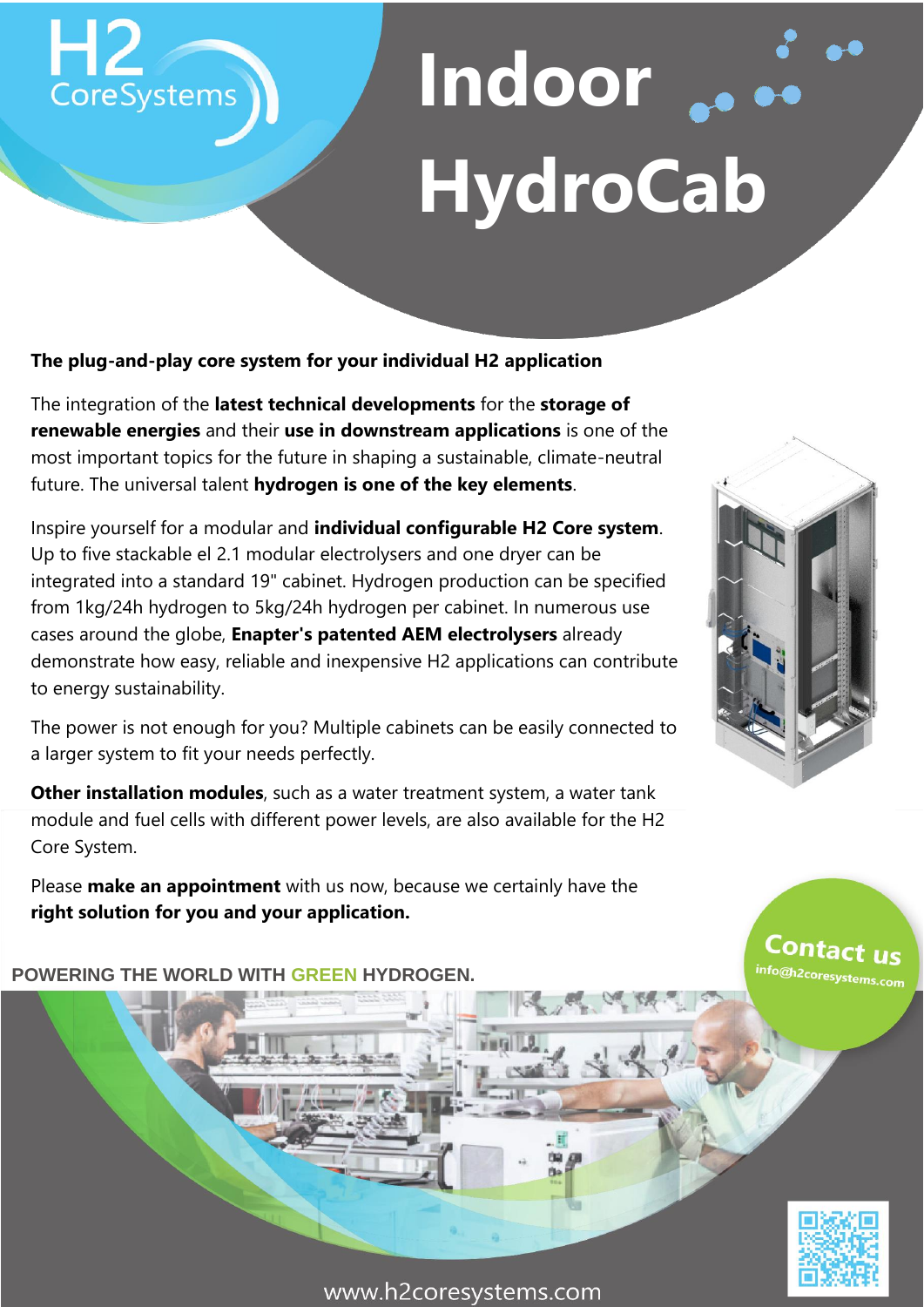H2 CoreSystems

# Indoor HydroCab

**The plug-and-play core system for your individual H2 application**

The integration of the **latest technical developments** for the **storage of renewable energies** and their **use in downstream applications** is one of the most important topics for the future in shaping a sustainable, climate-neutral future. The universal talent **hydrogen is one of the key elements**.

Inspire yourself for a modular and **individual configurable H2 Core system**. Up to five stackable el 2.1 modular electrolysers and one dryer can be integrated into a standard 19" cabinet. Hydrogen production can be specified from 1kg/24h hydrogen to 5kg/24h hydrogen per cabinet. In numerous use cases around the globe, **Enapter's patented AEM electrolysers** already demonstrate how easy, reliable and inexpensive H2 applications can contribute to energy sustainability.

The power is not enough for you? Multiple cabinets can be easily connected to a larger system to fit your needs perfectly.

**Other installation modules**, such as a water treatment system, a water tank module and fuel cells with different power levels, are also available for the H2 Core System.

Please **make an appointment** with us now, because we certainly have the **right solution for you and your application.**

**POWERING THE WORLD WITH GREEN HYDROGEN.**

**Contact us**

info@h2coresystems.com

www.h2coresystems.com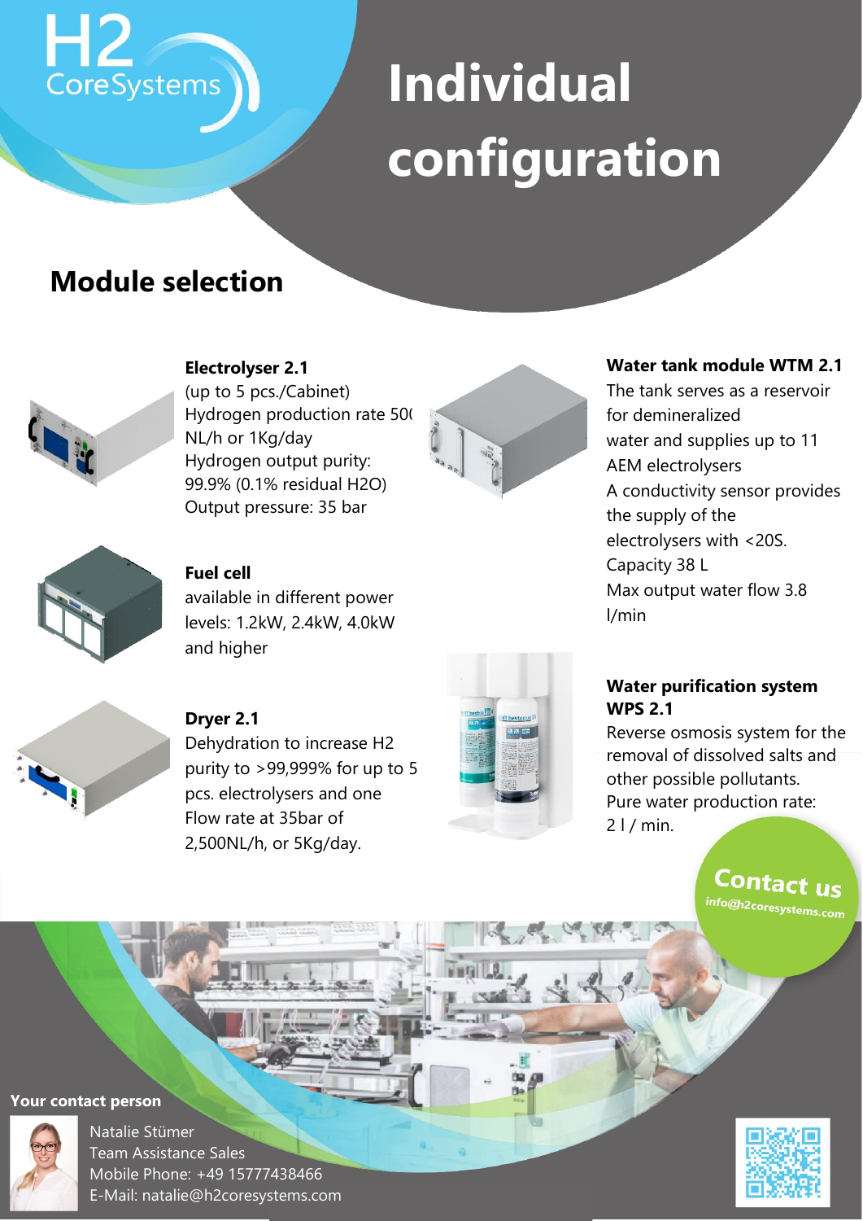# Individual configuration

## Module selection

**Electrolyser 2.1**
(up to 5 pcs./Cabinet)
Hydrogen production rate 50(
NL/h or 1Kg/day
Hydrogen output purity:
99.9% (0.1% residual $H_2O$)
Output pressure: 35 bar

**Fuel cell**
available in different power levels: 1.2kW, 2.4kW, 4.0kW and higher

**Dryer 2.1**
Dehydration to increase $H_2$ purity to >99,999% for up to 5 pcs. electrolysers and one Flow rate at 35bar of 2,500NL/h, or 5Kg/day.

**Water tank module WTM 2.1**
The tank serves as a reservoir for demineralized water and supplies up to 11 AEM electrolysers
A conductivity sensor provides the supply of the electrolysers with <20S.
Capacity 38 L
Max output water flow 3.8 l/min

**Water purification system WPS 2.1**
Reverse osmosis system for the removal of dissolved salts and other possible pollutants.
Pure water production rate:
2 l / min.

**Contact us**
info@h2coresystems.com

**Your contact person**

Natalie Stümer
Team Assistance Sales
Mobile Phone: +49 15777438466
E-Mail: natalie@h2coresystems.com